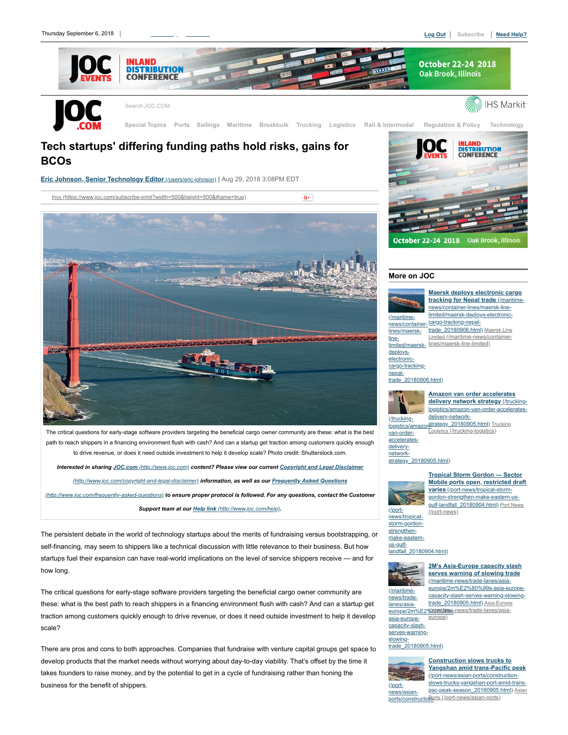# Tech startups' differing funding paths hold risks, gains for BCOs

[Eric Johnson, Senior Technology Editor (/users/eric-johnson)](/users/eric-johnson) | Aug 29, 2018 3:08PM EDT

The critical questions for early-stage software providers targeting the beneficial cargo owner community are these: what is the best path to reach shippers in a financing environment flush with cash? And can a startup get traction among customers quickly enough to drive revenue, or does it need outside investment to help it develop scale? Photo credit: Shutterstock.com.

***Interested in sharing JOC.com (http://www.joc.com) content? Please view our current Copyright and Legal Disclaimer (http://www.joc.com/copyright-and-legal-disclaimer) information, as well as our Frequently Asked Questions (http://www.joc.com/frequently-asked-questions) to ensure proper protocol is followed. For any questions, contact the Customer Support team at our Help link (http://www.joc.com/help).***

The persistent debate in the world of technology startups about the merits of fundraising versus bootstrapping, or self-financing, may seem to shippers like a technical discussion with little relevance to their business. But how startups fuel their expansion can have real-world implications on the level of service shippers receive — and for how long.

The critical questions for early-stage software providers targeting the beneficial cargo owner community are these: what is the best path to reach shippers in a financing environment flush with cash? And can a startup get traction among customers quickly enough to drive revenue, or does it need outside investment to help it develop scale?

There are pros and cons to both approaches. Companies that fundraise with venture capital groups get space to develop products that the market needs without worrying about day-to-day viability. That's offset by the time it takes founders to raise money, and by the potential to get in a cycle of fundraising rather than honing the business for the benefit of shippers.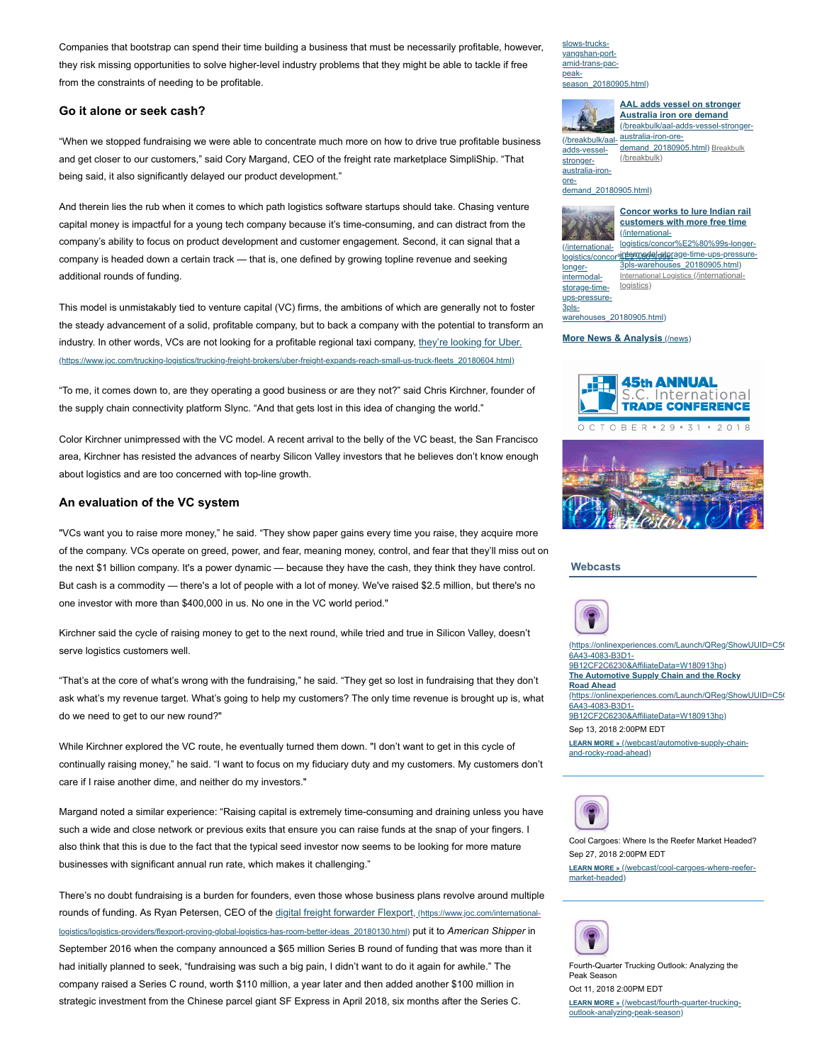Companies that bootstrap can spend their time building a business that must be necessarily profitable, however, they risk missing opportunities to solve higher-level industry problems that they might be able to tackle if free from the constraints of needing to be profitable.

### Go it alone or seek cash?

"When we stopped fundraising we were able to concentrate much more on how to drive true profitable business and get closer to our customers," said Cory Margand, CEO of the freight rate marketplace SimpliShip. "That being said, it also significantly delayed our product development."

And therein lies the rub when it comes to which path logistics software startups should take. Chasing venture capital money is impactful for a young tech company because it's time-consuming, and can distract from the company's ability to focus on product development and customer engagement. Second, it can signal that a company is headed down a certain track — that is, one defined by growing topline revenue and seeking additional rounds of funding.

This model is unmistakably tied to venture capital (VC) firms, the ambitions of which are generally not to foster the steady advancement of a solid, profitable company, but to back a company with the potential to transform an industry. In other words, VCs are not looking for a profitable regional taxi company, [they're looking for Uber.](https://www.joc.com/trucking-logistics/trucking-freight-brokers/uber-freight-expands-reach-small-us-truck-fleets_20180604.html) (https://www.joc.com/trucking-logistics/trucking-freight-brokers/uber-freight-expands-reach-small-us-truck-fleets_20180604.html)

"To me, it comes down to, are they operating a good business or are they not?" said Chris Kirchner, founder of the supply chain connectivity platform Slync. "And that gets lost in this idea of changing the world."

Color Kirchner unimpressed with the VC model. A recent arrival to the belly of the VC beast, the San Francisco area, Kirchner has resisted the advances of nearby Silicon Valley investors that he believes don't know enough about logistics and are too concerned with top-line growth.

### An evaluation of the VC system

"VCs want you to raise more money," he said. "They show paper gains every time you raise, they acquire more of the company. VCs operate on greed, power, and fear, meaning money, control, and fear that they'll miss out on the next $1 billion company. It's a power dynamic — because they have the cash, they think they have control. But cash is a commodity — there's a lot of people with a lot of money. We've raised $2.5 million, but there's no one investor with more than $400,000 in us. No one in the VC world period."

Kirchner said the cycle of raising money to get to the next round, while tried and true in Silicon Valley, doesn't serve logistics customers well.

"That's at the core of what's wrong with the fundraising," he said. "They get so lost in fundraising that they don't ask what's my revenue target. What's going to help my customers? The only time revenue is brought up is, what do we need to get to our new round?"

While Kirchner explored the VC route, he eventually turned them down. "I don't want to get in this cycle of continually raising money," he said. "I want to focus on my fiduciary duty and my customers. My customers don't care if I raise another dime, and neither do my investors."

Margand noted a similar experience: "Raising capital is extremely time-consuming and draining unless you have such a wide and close network or previous exits that ensure you can raise funds at the snap of your fingers. I also think that this is due to the fact that the typical seed investor now seems to be looking for more mature businesses with significant annual run rate, which makes it challenging."

There's no doubt fundraising is a burden for founders, even those whose business plans revolve around multiple rounds of funding. As Ryan Petersen, CEO of the [digital freight forwarder Flexport,](https://www.joc.com/international-logistics/logistics-providers/flexport-proving-global-logistics-has-room-better-ideas_20180130.html) (https://www.joc.com/international-logistics/logistics-providers/flexport-proving-global-logistics-has-room-better-ideas_20180130.html) put it to *American Shipper* in September 2016 when the company announced a $65 million Series B round of funding that was more than it had initially planned to seek, "fundraising was such a big pain, I didn't want to do it again for awhile." The company raised a Series C round, worth $110 million, a year later and then added another $100 million in strategic investment from the Chinese parcel giant SF Express in April 2018, six months after the Series C.

slows-trucks-yangshan-port-amid-trans-pac-peak-season_20180905.html)

[AAL adds vessel on stronger Australia iron ore demand](/breakbulk/aal-adds-vessel-stronger-australia-iron-ore-demand_20180905.html) Breakbulk (/breakbulk)

[Concor works to lure Indian rail customers with more free time](/international-logistics/concor%E2%80%99s-longer-intermodal-storage-time-ups-pressure-3pls-warehouses_20180905.html) International Logistics (/international-logistics)

[More News & Analysis](/news)

45th ANNUAL S.C. International TRADE CONFERENCE OCTOBER • 29 • 31 • 2018

### Webcasts

[The Automotive Supply Chain and the Rocky Road Ahead](https://onlinexperiences.com/Launch/QReg/ShowUUID=C56A43-4083-B3D1-9B12CF2C6230&AffiliateData=W180913hp)
Sep 13, 2018 2:00PM EDT
[LEARN MORE »](/webcast/automotive-supply-chain-and-rocky-road-ahead)

Cool Cargoes: Where Is the Reefer Market Headed?
Sep 27, 2018 2:00PM EDT
[LEARN MORE »](/webcast/cool-cargoes-where-reefer-market-headed)

Fourth-Quarter Trucking Outlook: Analyzing the Peak Season
Oct 11, 2018 2:00PM EDT
[LEARN MORE »](/webcast/fourth-quarter-trucking-outlook-analyzing-peak-season)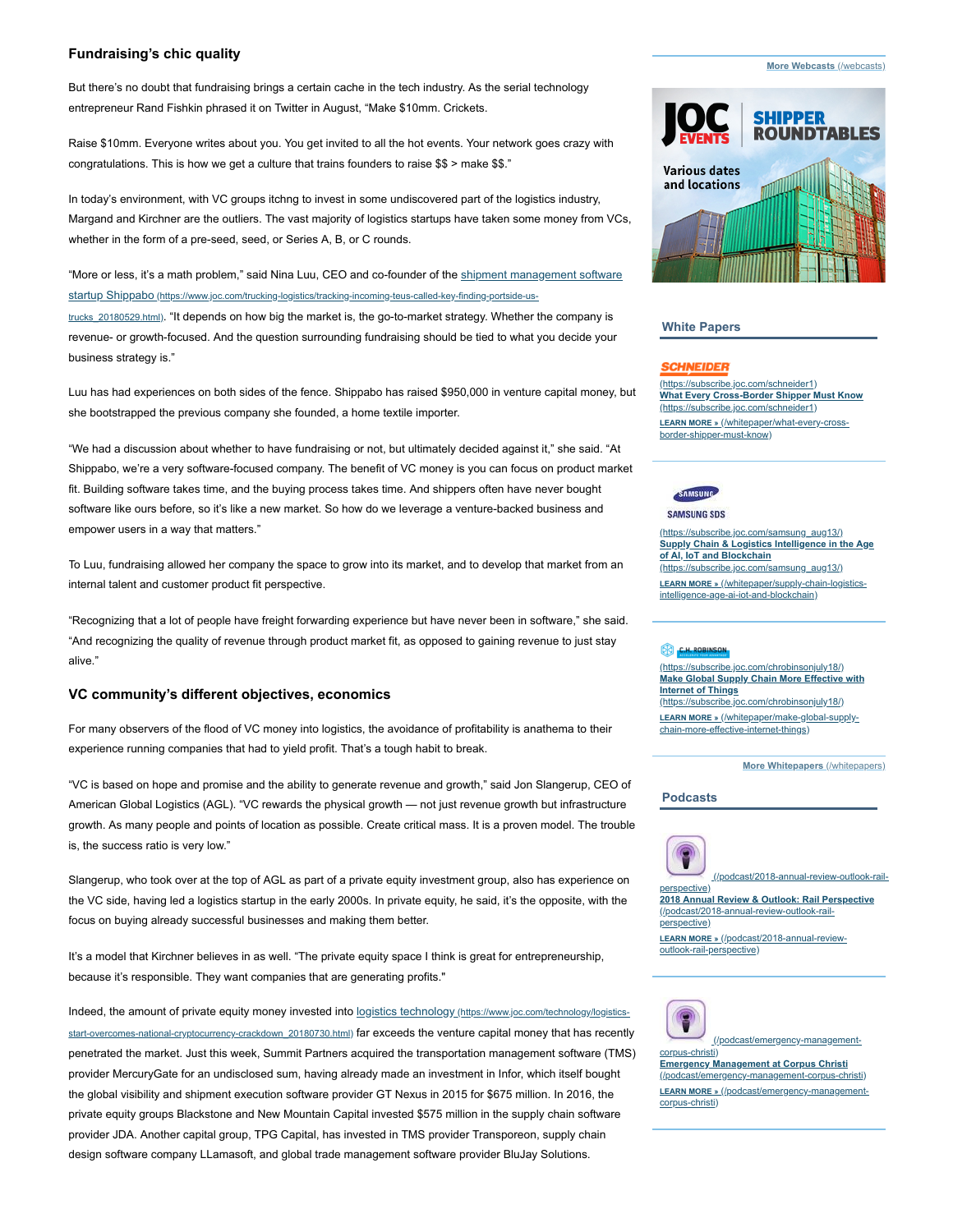## Fundraising's chic quality

But there's no doubt that fundraising brings a certain cache in the tech industry. As the serial technology entrepreneur Rand Fishkin phrased it on Twitter in August, "Make $10mm. Crickets.

Raise $10mm. Everyone writes about you. You get invited to all the hot events. Your network goes crazy with congratulations. This is how we get a culture that trains founders to raise $$ > make $$."

In today's environment, with VC groups itchng to invest in some undiscovered part of the logistics industry, Margand and Kirchner are the outliers. The vast majority of logistics startups have taken some money from VCs, whether in the form of a pre-seed, seed, or Series A, B, or C rounds.

"More or less, it's a math problem," said Nina Luu, CEO and co-founder of the [shipment management software startup Shippabo](https://www.joc.com/trucking-logistics/tracking-incoming-teus-called-key-finding-portside-us-trucks_20180529.html). "It depends on how big the market is, the go-to-market strategy. Whether the company is revenue- or growth-focused. And the question surrounding fundraising should be tied to what you decide your business strategy is."

Luu has had experiences on both sides of the fence. Shippabo has raised $950,000 in venture capital money, but she bootstrapped the previous company she founded, a home textile importer.

"We had a discussion about whether to have fundraising or not, but ultimately decided against it," she said. "At Shippabo, we're a very software-focused company. The benefit of VC money is you can focus on product market fit. Building software takes time, and the buying process takes time. And shippers often have never bought software like ours before, so it's like a new market. So how do we leverage a venture-backed business and empower users in a way that matters."

To Luu, fundraising allowed her company the space to grow into its market, and to develop that market from an internal talent and customer product fit perspective.

"Recognizing that a lot of people have freight forwarding experience but have never been in software," she said. "And recognizing the quality of revenue through product market fit, as opposed to gaining revenue to just stay alive."

## VC community's different objectives, economics

For many observers of the flood of VC money into logistics, the avoidance of profitability is anathema to their experience running companies that had to yield profit. That's a tough habit to break.

"VC is based on hope and promise and the ability to generate revenue and growth," said Jon Slangerup, CEO of American Global Logistics (AGL). "VC rewards the physical growth — not just revenue growth but infrastructure growth. As many people and points of location as possible. Create critical mass. It is a proven model. The trouble is, the success ratio is very low."

Slangerup, who took over at the top of AGL as part of a private equity investment group, also has experience on the VC side, having led a logistics startup in the early 2000s. In private equity, he said, it's the opposite, with the focus on buying already successful businesses and making them better.

It's a model that Kirchner believes in as well. "The private equity space I think is great for entrepreneurship, because it's responsible. They want companies that are generating profits."

Indeed, the amount of private equity money invested into [logistics technology](https://www.joc.com/technology/logistics-start-overcomes-national-cryptocurrency-crackdown_20180730.html) far exceeds the venture capital money that has recently penetrated the market. Just this week, Summit Partners acquired the transportation management software (TMS) provider MercuryGate for an undisclosed sum, having already made an investment in Infor, which itself bought the global visibility and shipment execution software provider GT Nexus in 2015 for $675 million. In 2016, the private equity groups Blackstone and New Mountain Capital invested $575 million in the supply chain software provider JDA. Another capital group, TPG Capital, has invested in TMS provider Transporeon, supply chain design software company LLamasoft, and global trade management software provider BluJay Solutions.

[More Webcasts](/webcasts)

JOC EVENTS SHIPPER ROUNDTABLES
Various dates and locations

### White Papers

SCHNEIDER (https://subscribe.joc.com/schneider1/)
[What Every Cross-Border Shipper Must Know](https://subscribe.joc.com/schneider1)
[LEARN MORE »](/whitepaper/what-every-cross-border-shipper-must-know)

SAMSUNG SDS (https://subscribe.joc.com/samsung_aug13/)
[Supply Chain & Logistics Intelligence in the Age of AI, IoT and Blockchain](https://subscribe.joc.com/samsung_aug13/)
[LEARN MORE »](/whitepaper/supply-chain-logistics-intelligence-age-ai-iot-and-blockchain)

C.H. ROBINSON (https://subscribe.joc.com/chrobinsonjuly18/)
[Make Global Supply Chain More Effective with Internet of Things](https://subscribe.joc.com/chrobinsonjuly18/)
[LEARN MORE »](/whitepaper/make-global-supply-chain-more-effective-internet-things)

[More Whitepapers](/whitepapers)

### Podcasts

(/podcast/2018-annual-review-outlook-rail-perspective)
[2018 Annual Review & Outlook: Rail Perspective](/podcast/2018-annual-review-outlook-rail-perspective)
[LEARN MORE »](/podcast/2018-annual-review-outlook-rail-perspective)

(/podcast/emergency-management-corpus-christi)
[Emergency Management at Corpus Christi](/podcast/emergency-management-corpus-christi)
[LEARN MORE »](/podcast/emergency-management-corpus-christi)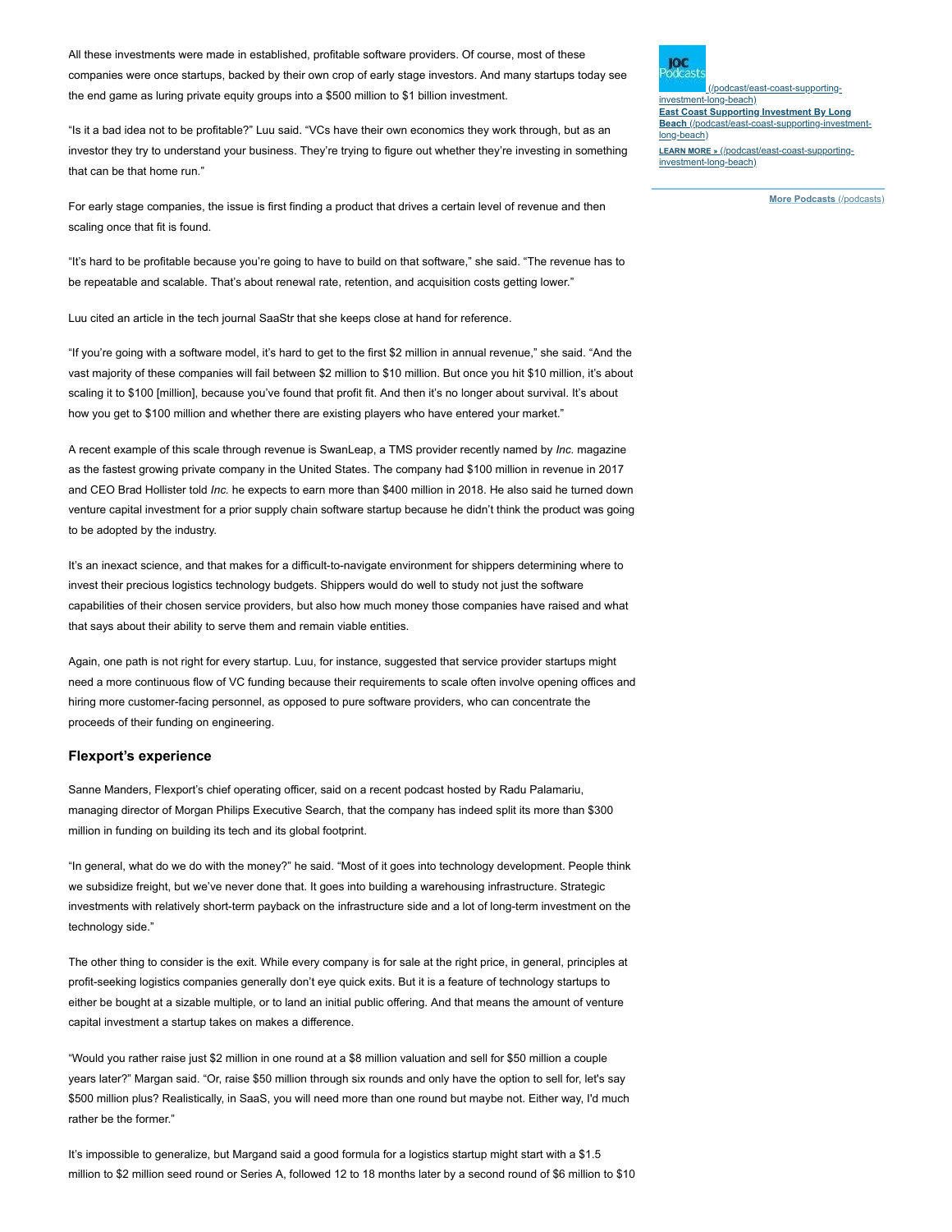All these investments were made in established, profitable software providers. Of course, most of these companies were once startups, backed by their own crop of early stage investors. And many startups today see the end game as luring private equity groups into a $500 million to $1 billion investment.

"Is it a bad idea not to be profitable?" Luu said. "VCs have their own economics they work through, but as an investor they try to understand your business. They're trying to figure out whether they're investing in something that can be that home run."

For early stage companies, the issue is first finding a product that drives a certain level of revenue and then scaling once that fit is found.

"It's hard to be profitable because you're going to have to build on that software," she said. "The revenue has to be repeatable and scalable. That's about renewal rate, retention, and acquisition costs getting lower."

Luu cited an article in the tech journal SaaStr that she keeps close at hand for reference.

"If you're going with a software model, it's hard to get to the first $2 million in annual revenue," she said. "And the vast majority of these companies will fail between $2 million to $10 million. But once you hit $10 million, it's about scaling it to $100 [million], because you've found that profit fit. And then it's no longer about survival. It's about how you get to $100 million and whether there are existing players who have entered your market."

A recent example of this scale through revenue is SwanLeap, a TMS provider recently named by *Inc.* magazine as the fastest growing private company in the United States. The company had $100 million in revenue in 2017 and CEO Brad Hollister told *Inc.* he expects to earn more than $400 million in 2018. He also said he turned down venture capital investment for a prior supply chain software startup because he didn't think the product was going to be adopted by the industry.

It's an inexact science, and that makes for a difficult-to-navigate environment for shippers determining where to invest their precious logistics technology budgets. Shippers would do well to study not just the software capabilities of their chosen service providers, but also how much money those companies have raised and what that says about their ability to serve them and remain viable entities.

Again, one path is not right for every startup. Luu, for instance, suggested that service provider startups might need a more continuous flow of VC funding because their requirements to scale often involve opening offices and hiring more customer-facing personnel, as opposed to pure software providers, who can concentrate the proceeds of their funding on engineering.

### Flexport's experience

Sanne Manders, Flexport's chief operating officer, said on a recent podcast hosted by Radu Palamariu, managing director of Morgan Philips Executive Search, that the company has indeed split its more than $300 million in funding on building its tech and its global footprint.

"In general, what do we do with the money?" he said. "Most of it goes into technology development. People think we subsidize freight, but we've never done that. It goes into building a warehousing infrastructure. Strategic investments with relatively short-term payback on the infrastructure side and a lot of long-term investment on the technology side."

The other thing to consider is the exit. While every company is for sale at the right price, in general, principles at profit-seeking logistics companies generally don't eye quick exits. But it is a feature of technology startups to either be bought at a sizable multiple, or to land an initial public offering. And that means the amount of venture capital investment a startup takes on makes a difference.

"Would you rather raise just $2 million in one round at a $8 million valuation and sell for $50 million a couple years later?" Margan said. "Or, raise $50 million through six rounds and only have the option to sell for, let's say $500 million plus? Realistically, in SaaS, you will need more than one round but maybe not. Either way, I'd much rather be the former."

It's impossible to generalize, but Margand said a good formula for a logistics startup might start with a $1.5 million to $2 million seed round or Series A, followed 12 to 18 months later by a second round of $6 million to $10

JOC Podcasts (/podcast/east-coast-supporting-investment-long-beach)
**East Coast Supporting Investment By Long Beach** (/podcast/east-coast-supporting-investment-long-beach)
**LEARN MORE »** (/podcast/east-coast-supporting-investment-long-beach)

**More Podcasts** (/podcasts)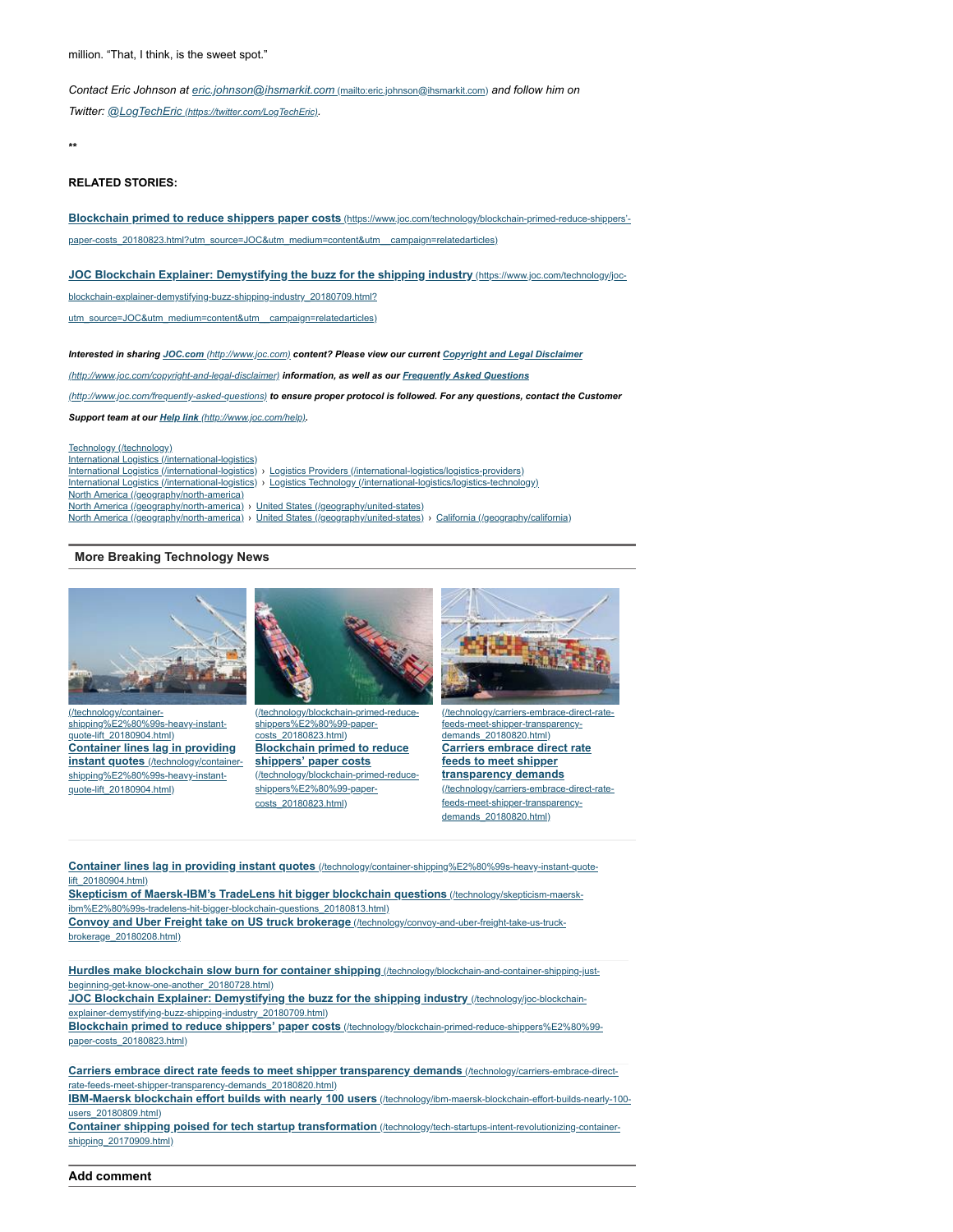million. "That, I think, is the sweet spot."

*Contact Eric Johnson at [eric.johnson@ihsmarkit.com](mailto:eric.johnson@ihsmarkit.com) (mailto:eric.johnson@ihsmarkit.com) and follow him on Twitter: [@LogTechEric](https://twitter.com/LogTechEric) (https://twitter.com/LogTechEric).*

**

**RELATED STORIES:**

**[Blockchain primed to reduce shippers paper costs](https://www.joc.com/technology/blockchain-primed-reduce-shippers'-paper-costs_20180823.html?utm_source=JOC&utm_medium=content&utm__campaign=relatedarticles)** (https://www.joc.com/technology/blockchain-primed-reduce-shippers'-paper-costs_20180823.html?utm_source=JOC&utm_medium=content&utm__campaign=relatedarticles)

**[JOC Blockchain Explainer: Demystifying the buzz for the shipping industry](https://www.joc.com/technology/joc-blockchain-explainer-demystifying-buzz-shipping-industry_20180709.html?utm_source=JOC&utm_medium=content&utm__campaign=relatedarticles)** (https://www.joc.com/technology/joc-blockchain-explainer-demystifying-buzz-shipping-industry_20180709.html?utm_source=JOC&utm_medium=content&utm__campaign=relatedarticles)

***Interested in sharing [JOC.com](http://www.joc.com) (http://www.joc.com) content? Please view our current [Copyright and Legal Disclaimer](http://www.joc.com/copyright-and-legal-disclaimer) (http://www.joc.com/copyright-and-legal-disclaimer) information, as well as our [Frequently Asked Questions](http://www.joc.com/frequently-asked-questions) (http://www.joc.com/frequently-asked-questions) to ensure proper protocol is followed. For any questions, contact the Customer Support team at our [Help link](http://www.joc.com/help) (http://www.joc.com/help).***

Technology (/technology)
International Logistics (/international-logistics)
International Logistics (/international-logistics) › Logistics Providers (/international-logistics/logistics-providers)
International Logistics (/international-logistics) › Logistics Technology (/international-logistics/logistics-technology)
North America (/geography/north-america)
North America (/geography/north-america) › United States (/geography/united-states)
North America (/geography/north-america) › United States (/geography/united-states) › California (/geography/california)

## More Breaking Technology News

(/technology/container-shipping%E2%80%99s-heavy-instant-quote-lift_20180904.html)
**Container lines lag in providing instant quotes** (/technology/container-shipping%E2%80%99s-heavy-instant-quote-lift_20180904.html)

(/technology/blockchain-primed-reduce-shippers%E2%80%99-paper-costs_20180823.html)
**Blockchain primed to reduce shippers' paper costs** (/technology/blockchain-primed-reduce-shippers%E2%80%99-paper-costs_20180823.html)

(/technology/carriers-embrace-direct-rate-feeds-meet-shipper-transparency-demands_20180820.html)
**Carriers embrace direct rate feeds to meet shipper transparency demands** (/technology/carriers-embrace-direct-rate-feeds-meet-shipper-transparency-demands_20180820.html)

**Container lines lag in providing instant quotes** (/technology/container-shipping%E2%80%99s-heavy-instant-quote-lift_20180904.html)
**Skepticism of Maersk-IBM's TradeLens hit bigger blockchain questions** (/technology/skepticism-maersk-ibm%E2%80%99s-tradelens-hit-bigger-blockchain-questions_20180813.html)
**Convoy and Uber Freight take on US truck brokerage** (/technology/convoy-and-uber-freight-take-us-truck-brokerage_20180208.html)

**Hurdles make blockchain slow burn for container shipping** (/technology/blockchain-and-container-shipping-just-beginning-get-know-one-another_20180728.html)
**JOC Blockchain Explainer: Demystifying the buzz for the shipping industry** (/technology/joc-blockchain-explainer-demystifying-buzz-shipping-industry_20180709.html)
**Blockchain primed to reduce shippers' paper costs** (/technology/blockchain-primed-reduce-shippers%E2%80%99-paper-costs_20180823.html)

**Carriers embrace direct rate feeds to meet shipper transparency demands** (/technology/carriers-embrace-direct-rate-feeds-meet-shipper-transparency-demands_20180820.html)
**IBM-Maersk blockchain effort builds with nearly 100 users** (/technology/ibm-maersk-blockchain-effort-builds-nearly-100-users_20180809.html)
**Container shipping poised for tech startup transformation** (/technology/tech-startups-intent-revolutionizing-container-shipping_20170909.html)

## Add comment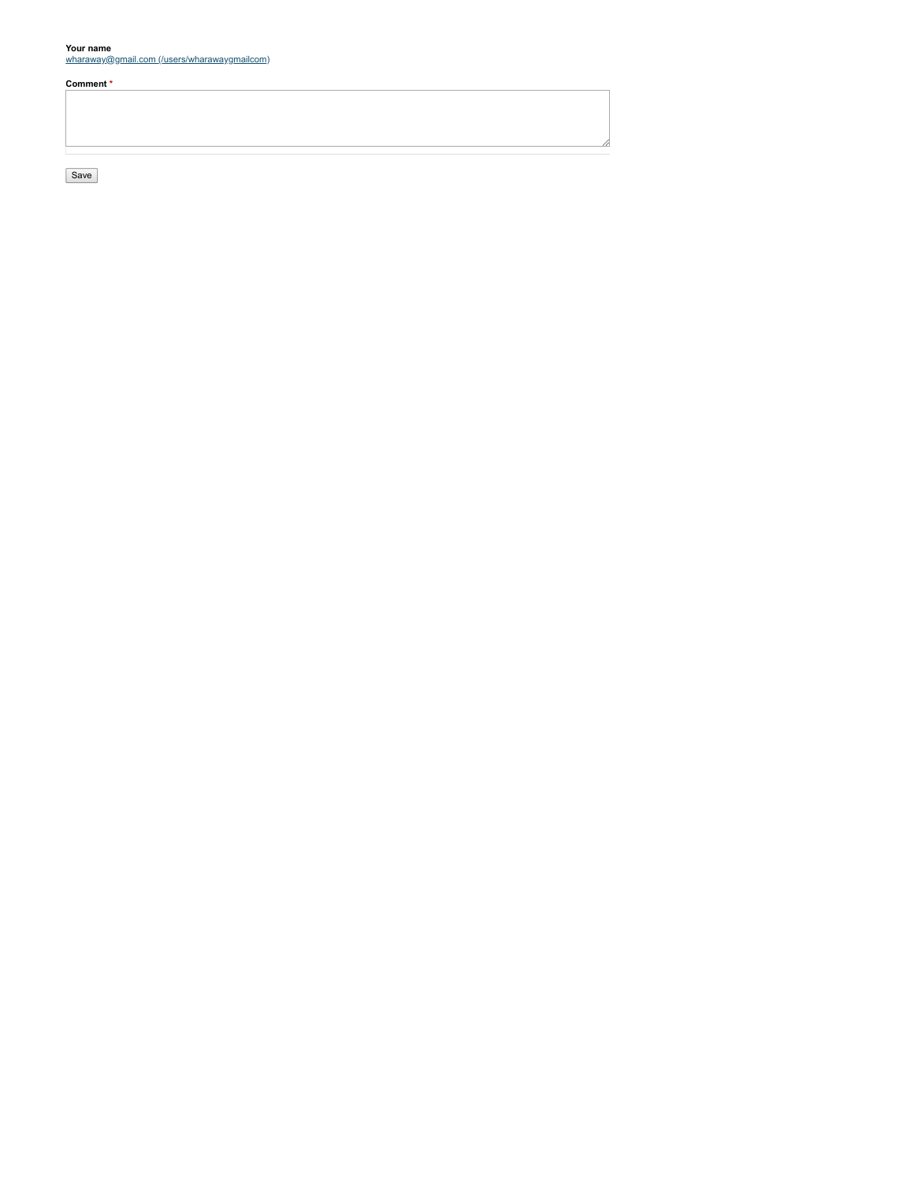**Your name**
wharaway@gmail.com (/users/wharawaygmailcom)

**Comment** *

Save